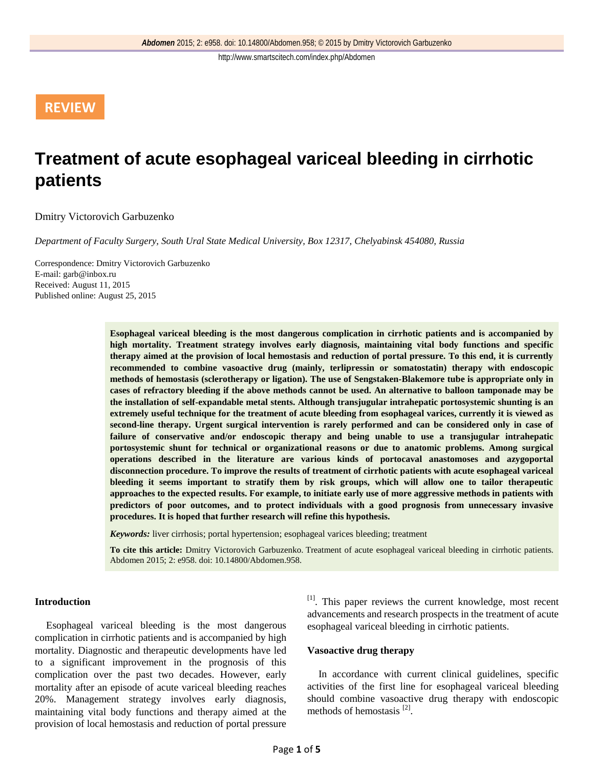REVIEW

# Treatment of acute esophageal variceal bleeding in cirrhotic patients

Dmitry Victorovich Garbuzenko

*Department of Faculty Surgery, South Ural State Medical University, Box 12317, Chelyabinsk 454080, Russia*

Correspondence: Dmitry Victorovich Garbuzenko
E-mail: garb@inbox.ru
Received: August 11, 2015
Published online: August 25, 2015

**Esophageal variceal bleeding is the most dangerous complication in cirrhotic patients and is accompanied by high mortality. Treatment strategy involves early diagnosis, maintaining vital body functions and specific therapy aimed at the provision of local hemostasis and reduction of portal pressure. To this end, it is currently recommended to combine vasoactive drug (mainly, terlipressin or somatostatin) therapy with endoscopic methods of hemostasis (sclerotherapy or ligation). The use of Sengstaken-Blakemore tube is appropriate only in cases of refractory bleeding if the above methods cannot be used. An alternative to balloon tamponade may be the installation of self-expandable metal stents. Although transjugular intrahepatic portosystemic shunting is an extremely useful technique for the treatment of acute bleeding from esophageal varices, currently it is viewed as second-line therapy. Urgent surgical intervention is rarely performed and can be considered only in case of failure of conservative and/or endoscopic therapy and being unable to use a transjugular intrahepatic portosystemic shunt for technical or organizational reasons or due to anatomic problems. Among surgical operations described in the literature are various kinds of portocaval anastomoses and azygoportal disconnection procedure. To improve the results of treatment of cirrhotic patients with acute esophageal variceal bleeding it seems important to stratify them by risk groups, which will allow one to tailor therapeutic approaches to the expected results. For example, to initiate early use of more aggressive methods in patients with predictors of poor outcomes, and to protect individuals with a good prognosis from unnecessary invasive procedures. It is hoped that further research will refine this hypothesis.**

***Keywords:*** liver cirrhosis; portal hypertension; esophageal varices bleeding; treatment

**To cite this article:** Dmitry Victorovich Garbuzenko. Treatment of acute esophageal variceal bleeding in cirrhotic patients. Abdomen 2015; 2: e958. doi: 10.14800/Abdomen.958.

## Introduction

Esophageal variceal bleeding is the most dangerous complication in cirrhotic patients and is accompanied by high mortality. Diagnostic and therapeutic developments have led to a significant improvement in the prognosis of this complication over the past two decades. However, early mortality after an episode of acute variceal bleeding reaches 20%. Management strategy involves early diagnosis, maintaining vital body functions and therapy aimed at the provision of local hemostasis and reduction of portal pressure [1]. This paper reviews the current knowledge, most recent advancements and research prospects in the treatment of acute esophageal variceal bleeding in cirrhotic patients.

## Vasoactive drug therapy

In accordance with current clinical guidelines, specific activities of the first line for esophageal variceal bleeding should combine vasoactive drug therapy with endoscopic methods of hemostasis [2].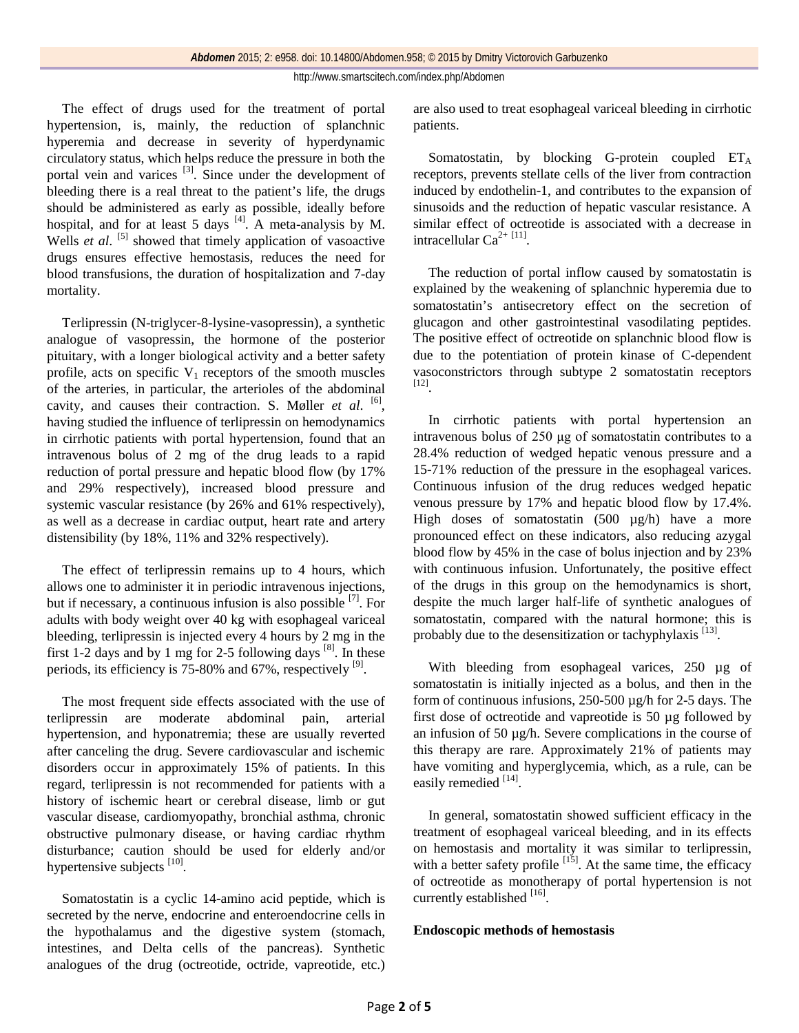The effect of drugs used for the treatment of portal hypertension, is, mainly, the reduction of splanchnic hyperemia and decrease in severity of hyperdynamic circulatory status, which helps reduce the pressure in both the portal vein and varices [3]. Since under the development of bleeding there is a real threat to the patient's life, the drugs should be administered as early as possible, ideally before hospital, and for at least 5 days [4]. A meta-analysis by M. Wells *et al*. [5] showed that timely application of vasoactive drugs ensures effective hemostasis, reduces the need for blood transfusions, the duration of hospitalization and 7-day mortality.

Terlipressin (N-triglycer-8-lysine-vasopressin), a synthetic analogue of vasopressin, the hormone of the posterior pituitary, with a longer biological activity and a better safety profile, acts on specific $V_1$ receptors of the smooth muscles of the arteries, in particular, the arterioles of the abdominal cavity, and causes their contraction. S. Møller *et al*. [6], having studied the influence of terlipressin on hemodynamics in cirrhotic patients with portal hypertension, found that an intravenous bolus of 2 mg of the drug leads to a rapid reduction of portal pressure and hepatic blood flow (by 17% and 29% respectively), increased blood pressure and systemic vascular resistance (by 26% and 61% respectively), as well as a decrease in cardiac output, heart rate and artery distensibility (by 18%, 11% and 32% respectively).

The effect of terlipressin remains up to 4 hours, which allows one to administer it in periodic intravenous injections, but if necessary, a continuous infusion is also possible [7]. For adults with body weight over 40 kg with esophageal variceal bleeding, terlipressin is injected every 4 hours by 2 mg in the first 1-2 days and by 1 mg for 2-5 following days [8]. In these periods, its efficiency is 75-80% and 67%, respectively [9].

The most frequent side effects associated with the use of terlipressin are moderate abdominal pain, arterial hypertension, and hyponatremia; these are usually reverted after canceling the drug. Severe cardiovascular and ischemic disorders occur in approximately 15% of patients. In this regard, terlipressin is not recommended for patients with a history of ischemic heart or cerebral disease, limb or gut vascular disease, cardiomyopathy, bronchial asthma, chronic obstructive pulmonary disease, or having cardiac rhythm disturbance; caution should be used for elderly and/or hypertensive subjects [10].

Somatostatin is a cyclic 14-amino acid peptide, which is secreted by the nerve, endocrine and enteroendocrine cells in the hypothalamus and the digestive system (stomach, intestines, and Delta cells of the pancreas). Synthetic analogues of the drug (octreotide, octride, vapreotide, etc.) are also used to treat esophageal variceal bleeding in cirrhotic patients.

Somatostatin, by blocking G-protein coupled $ET_A$ receptors, prevents stellate cells of the liver from contraction induced by endothelin-1, and contributes to the expansion of sinusoids and the reduction of hepatic vascular resistance. A similar effect of octreotide is associated with a decrease in intracellular $Ca^{2+}$ [11].

The reduction of portal inflow caused by somatostatin is explained by the weakening of splanchnic hyperemia due to somatostatin's antisecretory effect on the secretion of glucagon and other gastrointestinal vasodilating peptides. The positive effect of octreotide on splanchnic blood flow is due to the potentiation of protein kinase of C-dependent vasoconstrictors through subtype 2 somatostatin receptors [12].

In cirrhotic patients with portal hypertension an intravenous bolus of 250 μg of somatostatin contributes to a 28.4% reduction of wedged hepatic venous pressure and a 15-71% reduction of the pressure in the esophageal varices. Continuous infusion of the drug reduces wedged hepatic venous pressure by 17% and hepatic blood flow by 17.4%. High doses of somatostatin (500 µg/h) have a more pronounced effect on these indicators, also reducing azygal blood flow by 45% in the case of bolus injection and by 23% with continuous infusion. Unfortunately, the positive effect of the drugs in this group on the hemodynamics is short, despite the much larger half-life of synthetic analogues of somatostatin, compared with the natural hormone; this is probably due to the desensitization or tachyphylaxis [13].

With bleeding from esophageal varices, 250 µg of somatostatin is initially injected as a bolus, and then in the form of continuous infusions, 250-500 µg/h for 2-5 days. The first dose of octreotide and vapreotide is 50 µg followed by an infusion of 50 µg/h. Severe complications in the course of this therapy are rare. Approximately 21% of patients may have vomiting and hyperglycemia, which, as a rule, can be easily remedied [14].

In general, somatostatin showed sufficient efficacy in the treatment of esophageal variceal bleeding, and in its effects on hemostasis and mortality it was similar to terlipressin, with a better safety profile [15]. At the same time, the efficacy of octreotide as monotherapy of portal hypertension is not currently established [16].

**Endoscopic methods of hemostasis**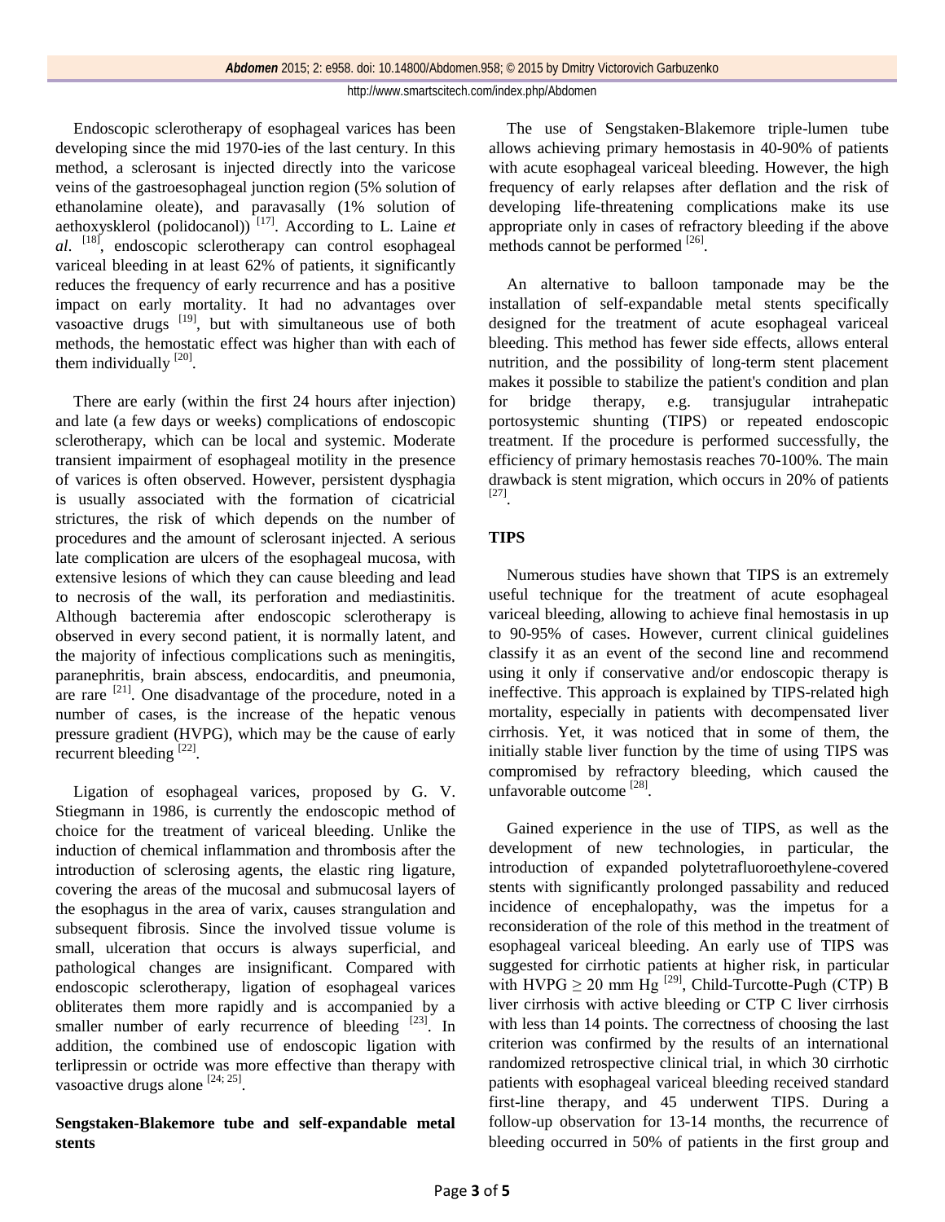Endoscopic sclerotherapy of esophageal varices has been developing since the mid 1970-ies of the last century. In this method, a sclerosant is injected directly into the varicose veins of the gastroesophageal junction region (5% solution of ethanolamine oleate), and paravasally (1% solution of aethoxysklerol (polidocanol)) [17]. According to L. Laine *et al*. [18], endoscopic sclerotherapy can control esophageal variceal bleeding in at least 62% of patients, it significantly reduces the frequency of early recurrence and has a positive impact on early mortality. It had no advantages over vasoactive drugs [19], but with simultaneous use of both methods, the hemostatic effect was higher than with each of them individually [20].

There are early (within the first 24 hours after injection) and late (a few days or weeks) complications of endoscopic sclerotherapy, which can be local and systemic. Moderate transient impairment of esophageal motility in the presence of varices is often observed. However, persistent dysphagia is usually associated with the formation of cicatricial strictures, the risk of which depends on the number of procedures and the amount of sclerosant injected. A serious late complication are ulcers of the esophageal mucosa, with extensive lesions of which they can cause bleeding and lead to necrosis of the wall, its perforation and mediastinitis. Although bacteremia after endoscopic sclerotherapy is observed in every second patient, it is normally latent, and the majority of infectious complications such as meningitis, paranephritis, brain abscess, endocarditis, and pneumonia, are rare [21]. One disadvantage of the procedure, noted in a number of cases, is the increase of the hepatic venous pressure gradient (HVPG), which may be the cause of early recurrent bleeding [22].

Ligation of esophageal varices, proposed by G. V. Stiegmann in 1986, is currently the endoscopic method of choice for the treatment of variceal bleeding. Unlike the induction of chemical inflammation and thrombosis after the introduction of sclerosing agents, the elastic ring ligature, covering the areas of the mucosal and submucosal layers of the esophagus in the area of varix, causes strangulation and subsequent fibrosis. Since the involved tissue volume is small, ulceration that occurs is always superficial, and pathological changes are insignificant. Compared with endoscopic sclerotherapy, ligation of esophageal varices obliterates them more rapidly and is accompanied by a smaller number of early recurrence of bleeding [23]. In addition, the combined use of endoscopic ligation with terlipressin or octride was more effective than therapy with vasoactive drugs alone [24; 25].

## Sengstaken-Blakemore tube and self-expandable metal stents

The use of Sengstaken-Blakemore triple-lumen tube allows achieving primary hemostasis in 40-90% of patients with acute esophageal variceal bleeding. However, the high frequency of early relapses after deflation and the risk of developing life-threatening complications make its use appropriate only in cases of refractory bleeding if the above methods cannot be performed [26].

An alternative to balloon tamponade may be the installation of self-expandable metal stents specifically designed for the treatment of acute esophageal variceal bleeding. This method has fewer side effects, allows enteral nutrition, and the possibility of long-term stent placement makes it possible to stabilize the patient's condition and plan for bridge therapy, e.g. transjugular intrahepatic portosystemic shunting (TIPS) or repeated endoscopic treatment. If the procedure is performed successfully, the efficiency of primary hemostasis reaches 70-100%. The main drawback is stent migration, which occurs in 20% of patients [27].

## TIPS

Numerous studies have shown that TIPS is an extremely useful technique for the treatment of acute esophageal variceal bleeding, allowing to achieve final hemostasis in up to 90-95% of cases. However, current clinical guidelines classify it as an event of the second line and recommend using it only if conservative and/or endoscopic therapy is ineffective. This approach is explained by TIPS-related high mortality, especially in patients with decompensated liver cirrhosis. Yet, it was noticed that in some of them, the initially stable liver function by the time of using TIPS was compromised by refractory bleeding, which caused the unfavorable outcome [28].

Gained experience in the use of TIPS, as well as the development of new technologies, in particular, the introduction of expanded polytetrafluoroethylene-covered stents with significantly prolonged passability and reduced incidence of encephalopathy, was the impetus for a reconsideration of the role of this method in the treatment of esophageal variceal bleeding. An early use of TIPS was suggested for cirrhotic patients at higher risk, in particular with HVPG $\geq$ 20 mm Hg [29], Child-Turcotte-Pugh (CTP) B liver cirrhosis with active bleeding or CTP C liver cirrhosis with less than 14 points. The correctness of choosing the last criterion was confirmed by the results of an international randomized retrospective clinical trial, in which 30 cirrhotic patients with esophageal variceal bleeding received standard first-line therapy, and 45 underwent TIPS. During a follow-up observation for 13-14 months, the recurrence of bleeding occurred in 50% of patients in the first group and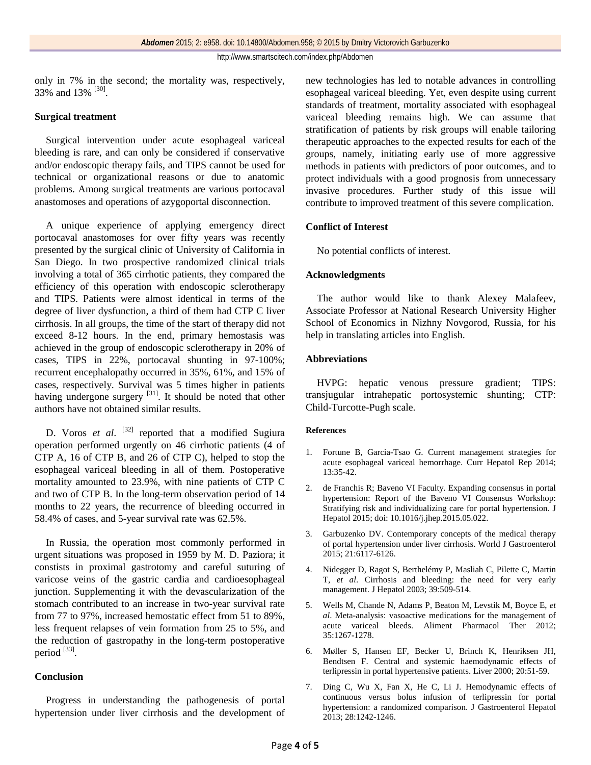only in 7% in the second; the mortality was, respectively, 33% and 13% [30].

## Surgical treatment

Surgical intervention under acute esophageal variceal bleeding is rare, and can only be considered if conservative and/or endoscopic therapy fails, and TIPS cannot be used for technical or organizational reasons or due to anatomic problems. Among surgical treatments are various portocaval anastomoses and operations of azygoportal disconnection.

A unique experience of applying emergency direct portocaval anastomoses for over fifty years was recently presented by the surgical clinic of University of California in San Diego. In two prospective randomized clinical trials involving a total of 365 cirrhotic patients, they compared the efficiency of this operation with endoscopic sclerotherapy and TIPS. Patients were almost identical in terms of the degree of liver dysfunction, a third of them had CTP C liver cirrhosis. In all groups, the time of the start of therapy did not exceed 8-12 hours. In the end, primary hemostasis was achieved in the group of endoscopic sclerotherapy in 20% of cases, TIPS in 22%, portocaval shunting in 97-100%; recurrent encephalopathy occurred in 35%, 61%, and 15% of cases, respectively. Survival was 5 times higher in patients having undergone surgery [31]. It should be noted that other authors have not obtained similar results.

D. Voros *et al*. [32] reported that a modified Sugiura operation performed urgently on 46 cirrhotic patients (4 of CTP A, 16 of CTP B, and 26 of CTP C), helped to stop the esophageal variceal bleeding in all of them. Postoperative mortality amounted to 23.9%, with nine patients of CTP C and two of CTP B. In the long-term observation period of 14 months to 22 years, the recurrence of bleeding occurred in 58.4% of cases, and 5-year survival rate was 62.5%.

In Russia, the operation most commonly performed in urgent situations was proposed in 1959 by M. D. Paziora; it constists in proximal gastrotomy and careful suturing of varicose veins of the gastric cardia and cardioesophageal junction. Supplementing it with the devascularization of the stomach contributed to an increase in two-year survival rate from 77 to 97%, increased hemostatic effect from 51 to 89%, less frequent relapses of vein formation from 25 to 5%, and the reduction of gastropathy in the long-term postoperative period [33].

## Conclusion

Progress in understanding the pathogenesis of portal hypertension under liver cirrhosis and the development of new technologies has led to notable advances in controlling esophageal variceal bleeding. Yet, even despite using current standards of treatment, mortality associated with esophageal variceal bleeding remains high. We can assume that stratification of patients by risk groups will enable tailoring therapeutic approaches to the expected results for each of the groups, namely, initiating early use of more aggressive methods in patients with predictors of poor outcomes, and to protect individuals with a good prognosis from unnecessary invasive procedures. Further study of this issue will contribute to improved treatment of this severe complication.

## Conflict of Interest

No potential conflicts of interest.

## Acknowledgments

The author would like to thank Alexey Malafeev, Associate Professor at National Research University Higher School of Economics in Nizhny Novgorod, Russia, for his help in translating articles into English.

## Abbreviations

HVPG: hepatic venous pressure gradient; TIPS: transjugular intrahepatic portosystemic shunting; CTP: Child-Turcotte-Pugh scale.

## References

1. Fortune B, Garcia-Tsao G. Current management strategies for acute esophageal variceal hemorrhage. Curr Hepatol Rep 2014; 13:35-42.
2. de Franchis R; Baveno VI Faculty. Expanding consensus in portal hypertension: Report of the Baveno VI Consensus Workshop: Stratifying risk and individualizing care for portal hypertension. J Hepatol 2015; doi: 10.1016/j.jhep.2015.05.022.
3. Garbuzenko DV. Contemporary concepts of the medical therapy of portal hypertension under liver cirrhosis. World J Gastroenterol 2015; 21:6117-6126.
4. Nidegger D, Ragot S, Berthelémy P, Masliah C, Pilette C, Martin T, *et al*. Cirrhosis and bleeding: the need for very early management. J Hepatol 2003; 39:509-514.
5. Wells M, Chande N, Adams P, Beaton M, Levstik M, Boyce E, *et al*. Meta-analysis: vasoactive medications for the management of acute variceal bleeds. Aliment Pharmacol Ther 2012; 35:1267-1278.
6. Møller S, Hansen EF, Becker U, Brinch K, Henriksen JH, Bendtsen F. Central and systemic haemodynamic effects of terlipressin in portal hypertensive patients. Liver 2000; 20:51-59.
7. Ding C, Wu X, Fan X, He C, Li J. Hemodynamic effects of continuous versus bolus infusion of terlipressin for portal hypertension: a randomized comparison. J Gastroenterol Hepatol 2013; 28:1242-1246.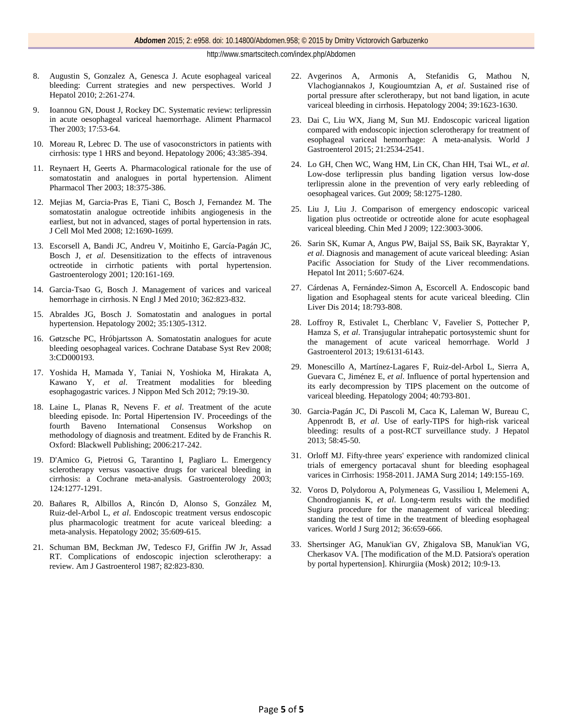8. Augustin S, Gonzalez A, Genesca J. Acute esophageal variceal bleeding: Current strategies and new perspectives. World J Hepatol 2010; 2:261-274.

9. Ioannou GN, Doust J, Rockey DC. Systematic review: terlipressin in acute oesophageal variceal haemorrhage. Aliment Pharmacol Ther 2003; 17:53-64.

10. Moreau R, Lebrec D. The use of vasoconstrictors in patients with cirrhosis: type 1 HRS and beyond. Hepatology 2006; 43:385-394.

11. Reynaert H, Geerts A. Pharmacological rationale for the use of somatostatin and analogues in portal hypertension. Aliment Pharmacol Ther 2003; 18:375-386.

12. Mejias M, Garcia-Pras E, Tiani C, Bosch J, Fernandez M. The somatostatin analogue octreotide inhibits angiogenesis in the earliest, but not in advanced, stages of portal hypertension in rats. J Cell Mol Med 2008; 12:1690-1699.

13. Escorsell A, Bandi JC, Andreu V, Moitinho E, García-Pagán JC, Bosch J, *et al*. Desensitization to the effects of intravenous octreotide in cirrhotic patients with portal hypertension. Gastroenterology 2001; 120:161-169.

14. Garcia-Tsao G, Bosch J. Management of varices and variceal hemorrhage in cirrhosis. N Engl J Med 2010; 362:823-832.

15. Abraldes JG, Bosch J. Somatostatin and analogues in portal hypertension. Hepatology 2002; 35:1305-1312.

16. Gøtzsche PC, Hróbjartsson A. Somatostatin analogues for acute bleeding oesophageal varices. Cochrane Database Syst Rev 2008; 3:CD000193.

17. Yoshida H, Mamada Y, Taniai N, Yoshioka M, Hirakata A, Kawano Y, *et al*. Treatment modalities for bleeding esophagogastric varices. J Nippon Med Sch 2012; 79:19-30.

18. Laine L, Planas R, Nevens F. *et al*. Treatment of the acute bleeding episode. In: Portal Hipertension IV. Proceedings of the fourth Baveno International Consensus Workshop on methodology of diagnosis and treatment. Edited by de Franchis R. Oxford: Blackwell Publishing; 2006:217-242.

19. D'Amico G, Pietrosi G, Tarantino I, Pagliaro L. Emergency sclerotherapy versus vasoactive drugs for variceal bleeding in cirrhosis: a Cochrane meta-analysis. Gastroenterology 2003; 124:1277-1291.

20. Bañares R, Albillos A, Rincón D, Alonso S, González M, Ruiz-del-Arbol L, *et al*. Endoscopic treatment versus endoscopic plus pharmacologic treatment for acute variceal bleeding: a meta-analysis. Hepatology 2002; 35:609-615.

21. Schuman BM, Beckman JW, Tedesco FJ, Griffin JW Jr, Assad RT. Complications of endoscopic injection sclerotherapy: a review. Am J Gastroenterol 1987; 82:823-830.

22. Avgerinos A, Armonis A, Stefanidis G, Mathou N, Vlachogiannakos J, Kougioumtzian A, *et al*. Sustained rise of portal pressure after sclerotherapy, but not band ligation, in acute variceal bleeding in cirrhosis. Hepatology 2004; 39:1623-1630.

23. Dai C, Liu WX, Jiang M, Sun MJ. Endoscopic variceal ligation compared with endoscopic injection sclerotherapy for treatment of esophageal variceal hemorrhage: A meta-analysis. World J Gastroenterol 2015; 21:2534-2541.

24. Lo GH, Chen WC, Wang HM, Lin CK, Chan HH, Tsai WL, *et al*. Low-dose terlipressin plus banding ligation versus low-dose terlipressin alone in the prevention of very early rebleeding of oesophageal varices. Gut 2009; 58:1275-1280.

25. Liu J, Liu J. Comparison of emergency endoscopic variceal ligation plus octreotide or octreotide alone for acute esophageal variceal bleeding. Chin Med J 2009; 122:3003-3006.

26. Sarin SK, Kumar A, Angus PW, Baijal SS, Baik SK, Bayraktar Y, *et al*. Diagnosis and management of acute variceal bleeding: Asian Pacific Association for Study of the Liver recommendations. Hepatol Int 2011; 5:607-624.

27. Cárdenas A, Fernández-Simon A, Escorcell A. Endoscopic band ligation and Esophageal stents for acute variceal bleeding. Clin Liver Dis 2014; 18:793-808.

28. Loffroy R, Estivalet L, Cherblanc V, Favelier S, Pottecher P, Hamza S, *et al*. Transjugular intrahepatic portosystemic shunt for the management of acute variceal hemorrhage. World J Gastroenterol 2013; 19:6131-6143.

29. Monescillo A, Martínez-Lagares F, Ruiz-del-Arbol L, Sierra A, Guevara C, Jiménez E, *et al*. Influence of portal hypertension and its early decompression by TIPS placement on the outcome of variceal bleeding. Hepatology 2004; 40:793-801.

30. Garcia-Pagán JC, Di Pascoli M, Caca K, Laleman W, Bureau C, Appenrodt B, *et al*. Use of early-TIPS for high-risk variceal bleeding: results of a post-RCT surveillance study. J Hepatol 2013; 58:45-50.

31. Orloff MJ. Fifty-three years' experience with randomized clinical trials of emergency portacaval shunt for bleeding esophageal varices in Cirrhosis: 1958-2011. JAMA Surg 2014; 149:155-169.

32. Voros D, Polydorou A, Polymeneas G, Vassiliou I, Melemeni A, Chondrogiannis K, *et al*. Long-term results with the modified Sugiura procedure for the management of variceal bleeding: standing the test of time in the treatment of bleeding esophageal varices. World J Surg 2012; 36:659-666.

33. Shertsinger AG, Manuk'ian GV, Zhigalova SB, Manuk'ian VG, Cherkasov VA. [The modification of the M.D. Patsiora's operation by portal hypertension]. Khirurgiia (Mosk) 2012; 10:9-13.